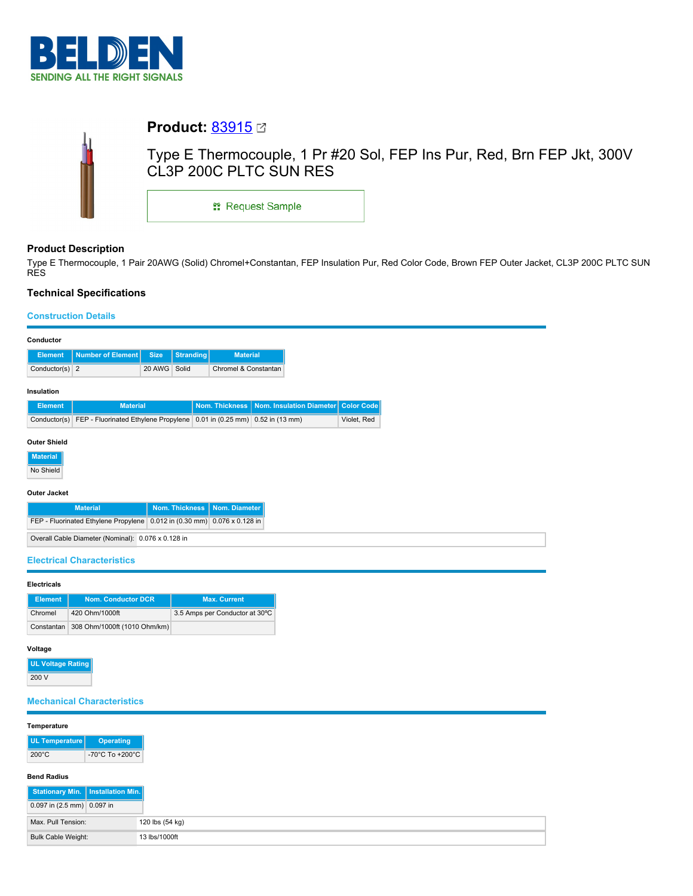BELDEN
SENDING ALL THE RIGHT SIGNALS

# Product: 83915

Type E Thermocouple, 1 Pr #20 Sol, FEP Ins Pur, Red, Brn FEP Jkt, 300V CL3P 200C PLTC SUN RES

Request Sample

## Product Description

Type E Thermocouple, 1 Pair 20AWG (Solid) Chromel+Constantan, FEP Insulation Pur, Red Color Code, Brown FEP Outer Jacket, CL3P 200C PLTC SUN RES

## Technical Specifications

### Construction Details

**Conductor**

| Element | Number of Element | Size | Stranding | Material |
|---|---|---|---|---|
| Conductor(s) | 2 | 20 AWG | Solid | Chromel & Constantan |

**Insulation**

| Element | Material | Nom. Thickness | Nom. Insulation Diameter | Color Code |
|---|---|---|---|---|
| Conductor(s) | FEP - Fluorinated Ethylene Propylene | 0.01 in (0.25 mm) | 0.52 in (13 mm) | Violet, Red |

**Outer Shield**

| Material |
|---|
| No Shield |

**Outer Jacket**

| Material | Nom. Thickness | Nom. Diameter |
|---|---|---|
| FEP - Fluorinated Ethylene Propylene | 0.012 in (0.30 mm) | 0.076 x 0.128 in |

| Overall Cable Diameter (Nominal): | 0.076 x 0.128 in |
|---|---|

### Electrical Characteristics

**Electricals**

| Element | Nom. Conductor DCR | Max. Current |
|---|---|---|
| Chromel | 420 Ohm/1000ft | 3.5 Amps per Conductor at 30ºC |
| Constantan | 308 Ohm/1000ft (1010 Ohm/km) | |

**Voltage**

| UL Voltage Rating |
|---|
| 200 V |

### Mechanical Characteristics

**Temperature**

| UL Temperature | Operating |
|---|---|
| 200°C | -70°C To +200°C |

**Bend Radius**

| Stationary Min. | Installation Min. |
|---|---|
| 0.097 in (2.5 mm) | 0.097 in |

| Max. Pull Tension: | 120 lbs (54 kg) |
|---|---|
| Bulk Cable Weight: | 13 lbs/1000ft |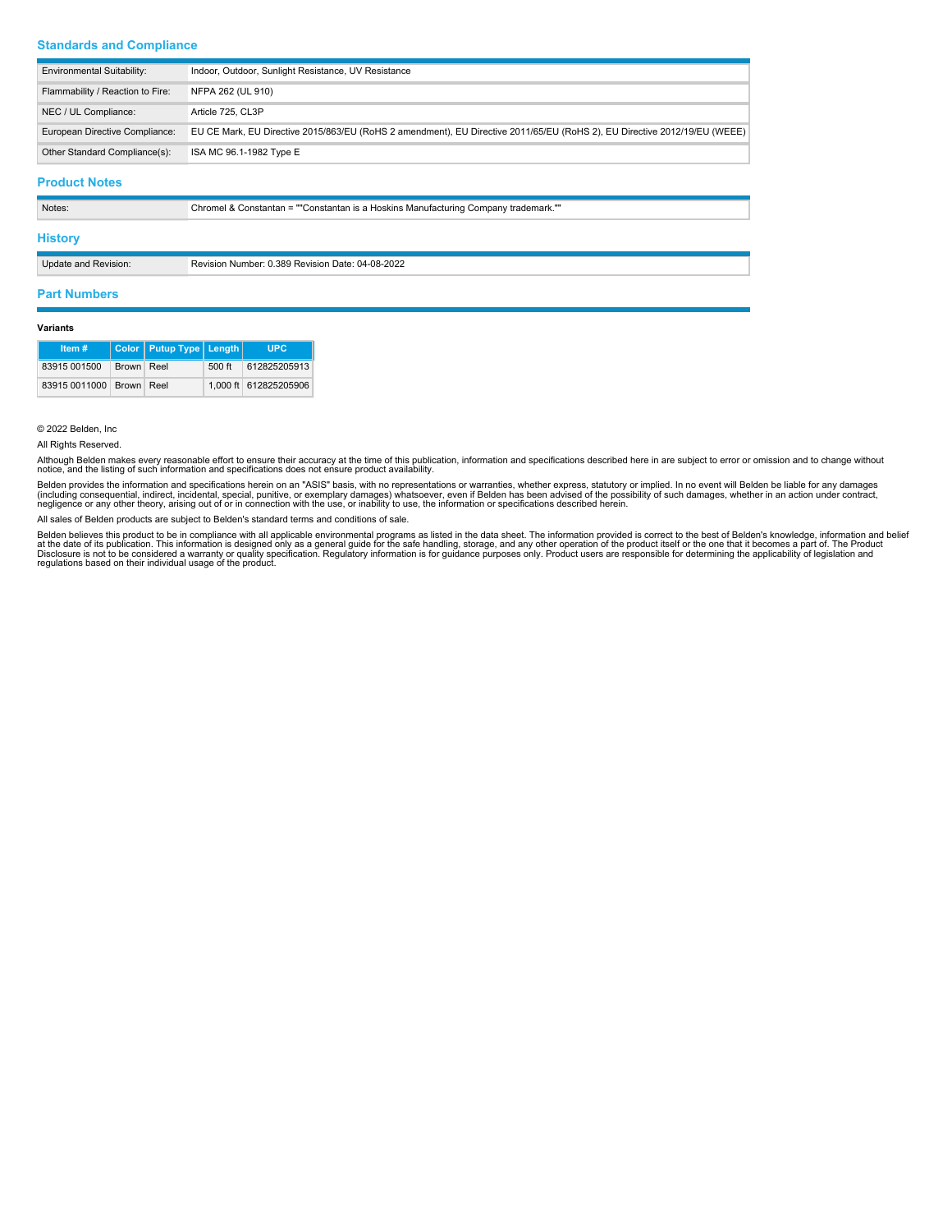## Standards and Compliance

| | |
|---|---|
| Environmental Suitability: | Indoor, Outdoor, Sunlight Resistance, UV Resistance |
| Flammability / Reaction to Fire: | NFPA 262 (UL 910) |
| NEC / UL Compliance: | Article 725, CL3P |
| European Directive Compliance: | EU CE Mark, EU Directive 2015/863/EU (RoHS 2 amendment), EU Directive 2011/65/EU (RoHS 2), EU Directive 2012/19/EU (WEEE) |
| Other Standard Compliance(s): | ISA MC 96.1-1982 Type E |

## Product Notes

| | |
|---|---|
| Notes: | Chromel & Constantan = ""Constantan is a Hoskins Manufacturing Company trademark."" |

## History

| | |
|---|---|
| Update and Revision: | Revision Number: 0.389 Revision Date: 04-08-2022 |

## Part Numbers

**Variants**

| Item # | Color | Putup Type | Length | UPC |
|---|---|---|---|---|
| 83915 001500 | Brown | Reel | 500 ft | 612825205913 |
| 83915 0011000 | Brown | Reel | 1,000 ft | 612825205906 |

© 2022 Belden, Inc

All Rights Reserved.

Although Belden makes every reasonable effort to ensure their accuracy at the time of this publication, information and specifications described here in are subject to error or omission and to change without notice, and the listing of such information and specifications does not ensure product availability.

Belden provides the information and specifications herein on an "ASIS" basis, with no representations or warranties, whether express, statutory or implied. In no event will Belden be liable for any damages (including consequential, indirect, incidental, special, punitive, or exemplary damages) whatsoever, even if Belden has been advised of the possibility of such damages, whether in an action under contract, negligence or any other theory, arising out of or in connection with the use, or inability to use, the information or specifications described herein.

All sales of Belden products are subject to Belden's standard terms and conditions of sale.

Belden believes this product to be in compliance with all applicable environmental programs as listed in the data sheet. The information provided is correct to the best of Belden's knowledge, information and belief at the date of its publication. This information is designed only as a general guide for the safe handling, storage, and any other operation of the product itself or the one that it becomes a part of. The Product Disclosure is not to be considered a warranty or quality specification. Regulatory information is for guidance purposes only. Product users are responsible for determining the applicability of legislation and regulations based on their individual usage of the product.